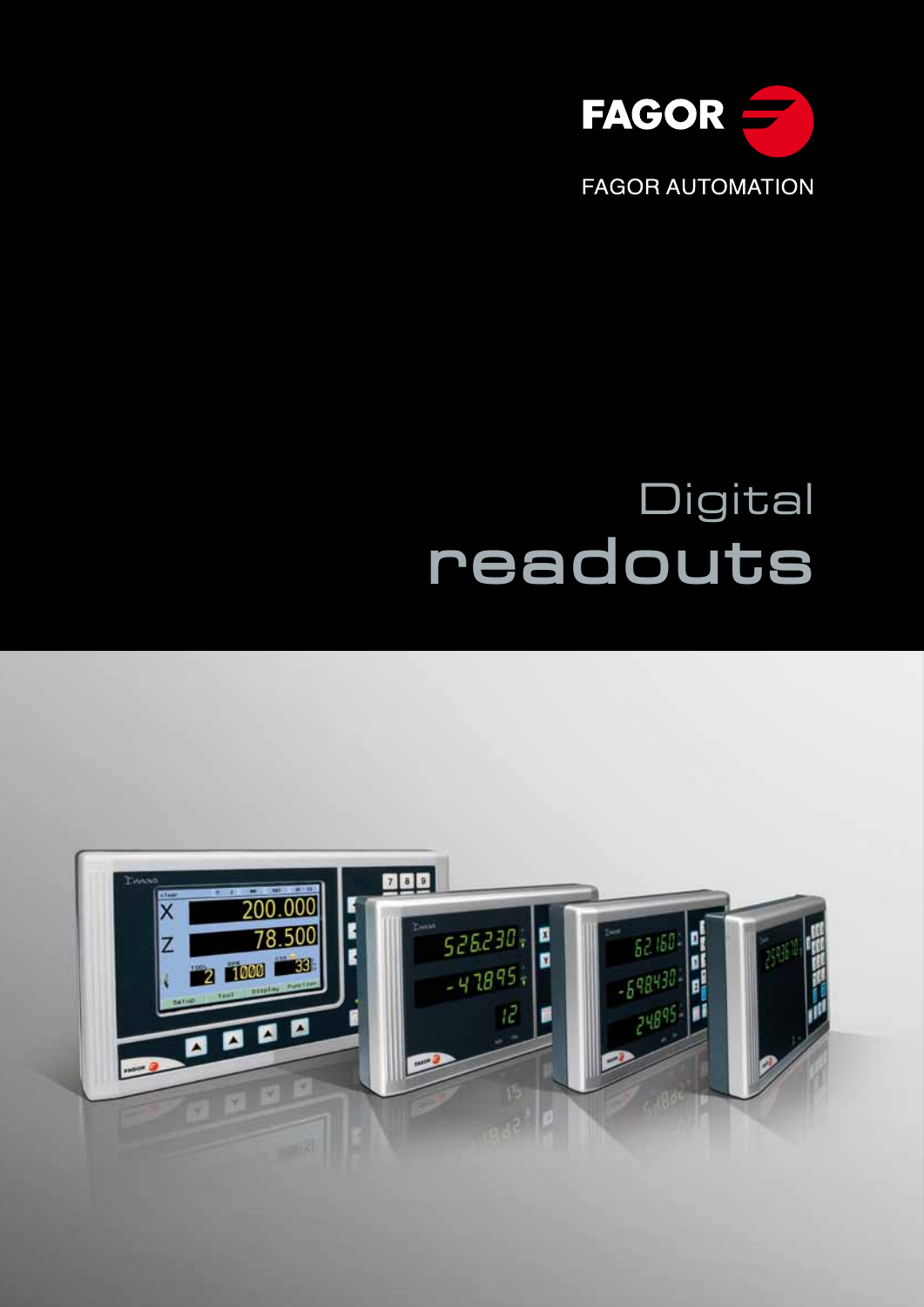FAGOR

FAGOR AUTOMATION

# Digital readouts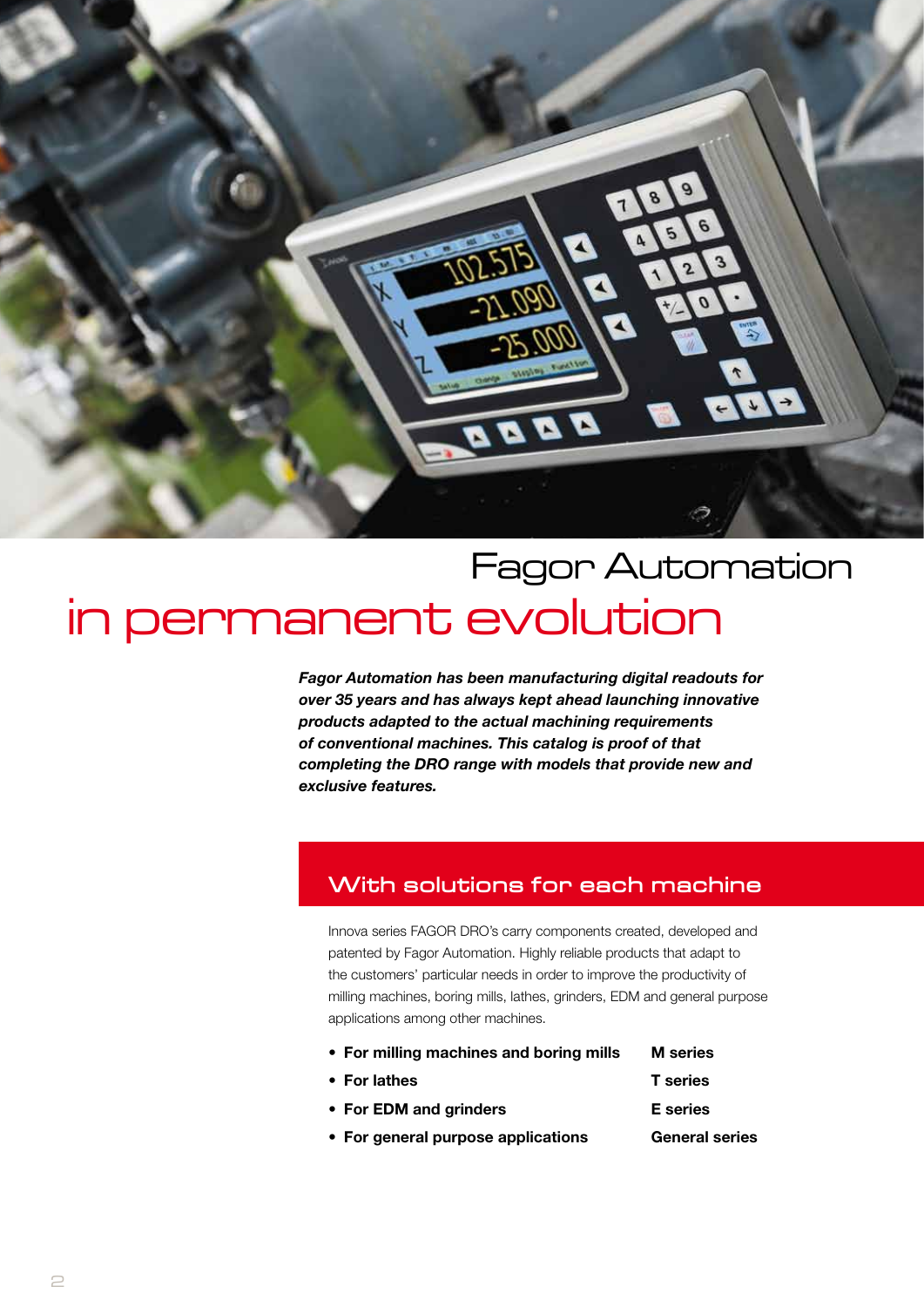# Fagor Automation in permanent evolution

***Fagor Automation has been manufacturing digital readouts for over 35 years and has always kept ahead launching innovative products adapted to the actual machining requirements of conventional machines. This catalog is proof of that completing the DRO range with models that provide new and exclusive features.***

## With solutions for each machine

Innova series FAGOR DRO's carry components created, developed and patented by Fagor Automation. Highly reliable products that adapt to the customers' particular needs in order to improve the productivity of milling machines, boring mills, lathes, grinders, EDM and general purpose applications among other machines.

- **For milling machines and boring mills** — **M series**
- **For lathes** — **T series**
- **For EDM and grinders** — **E series**
- **For general purpose applications** — **General series**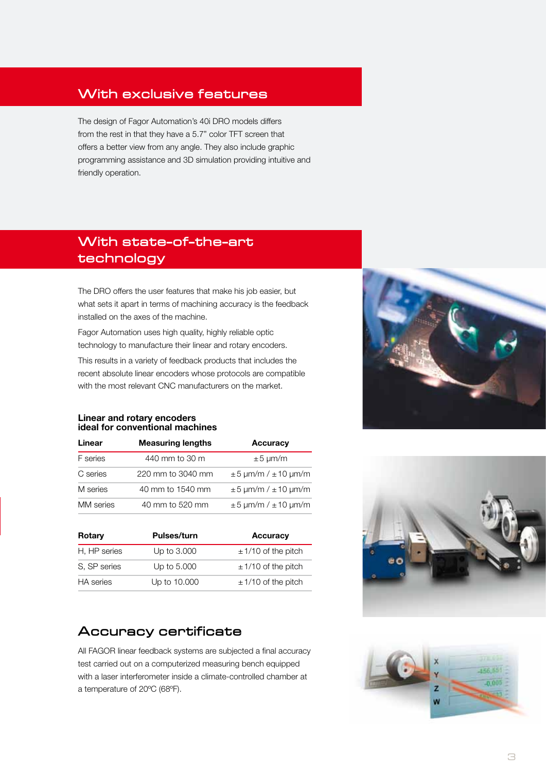## With exclusive features

The design of Fagor Automation's 40i DRO models differs from the rest in that they have a 5.7" color TFT screen that offers a better view from any angle. They also include graphic programming assistance and 3D simulation providing intuitive and friendly operation.

## With state-of-the-art technology

The DRO offers the user features that make his job easier, but what sets it apart in terms of machining accuracy is the feedback installed on the axes of the machine.

Fagor Automation uses high quality, highly reliable optic technology to manufacture their linear and rotary encoders.

This results in a variety of feedback products that includes the recent absolute linear encoders whose protocols are compatible with the most relevant CNC manufacturers on the market.

### Linear and rotary encoders ideal for conventional machines

| Linear | Measuring lengths | Accuracy |
|---|---|---|
| F series | 440 mm to 30 m | ±5 µm/m |
| C series | 220 mm to 3040 mm | ±5 µm/m / ±10 µm/m |
| M series | 40 mm to 1540 mm | ±5 µm/m / ±10 µm/m |
| MM series | 40 mm to 520 mm | ±5 µm/m / ±10 µm/m |

| Rotary | Pulses/turn | Accuracy |
|---|---|---|
| H, HP series | Up to 3.000 | ±1/10 of the pitch |
| S, SP series | Up to 5.000 | ±1/10 of the pitch |
| HA series | Up to 10.000 | ±1/10 of the pitch |

## Accuracy certificate

All FAGOR linear feedback systems are subjected a final accuracy test carried out on a computerized measuring bench equipped with a laser interferometer inside a climate-controlled chamber at a temperature of 20ºC (68ºF).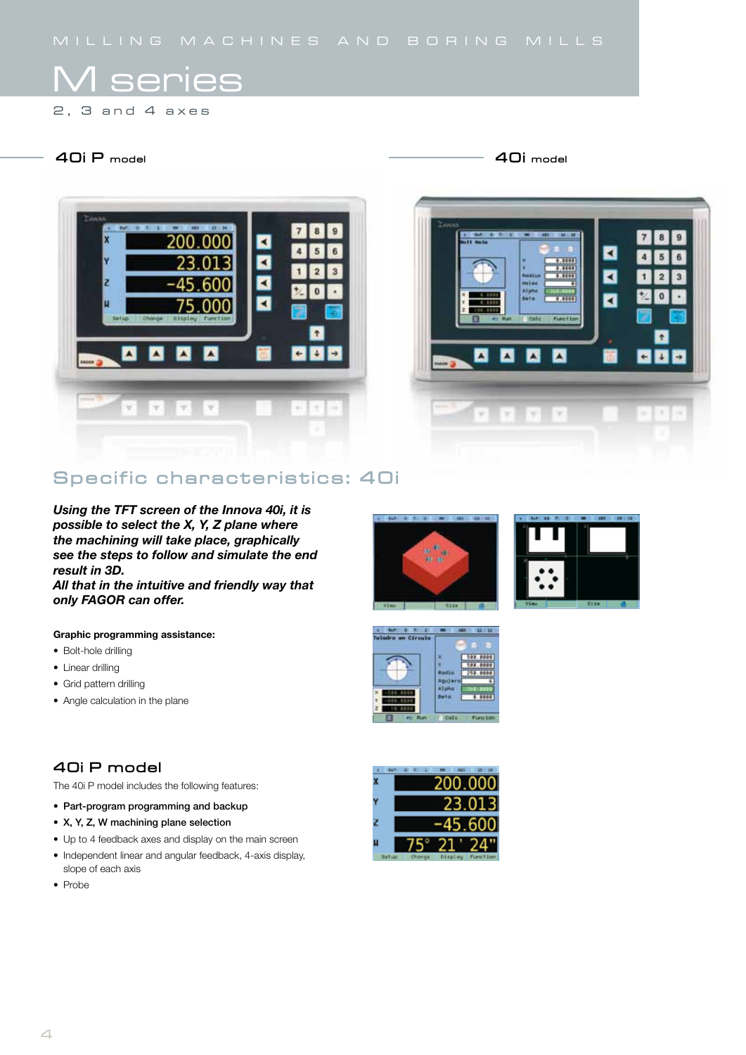MILLING MACHINES AND BORING MILLS

# M series

2, 3 and 4 axes

40i P model

40i model

## Specific characteristics: 40i

***Using the TFT screen of the Innova 40i, it is possible to select the X, Y, Z plane where the machining will take place, graphically see the steps to follow and simulate the end result in 3D.***
***All that in the intuitive and friendly way that only FAGOR can offer.***

**Graphic programming assistance:**

- Bolt-hole drilling
- Linear drilling
- Grid pattern drilling
- Angle calculation in the plane

## 40i P model

The 40i P model includes the following features:

- **Part-program programming and backup**
- **X, Y, Z, W machining plane selection**
- Up to 4 feedback axes and display on the main screen
- Independent linear and angular feedback, 4-axis display, slope of each axis
- Probe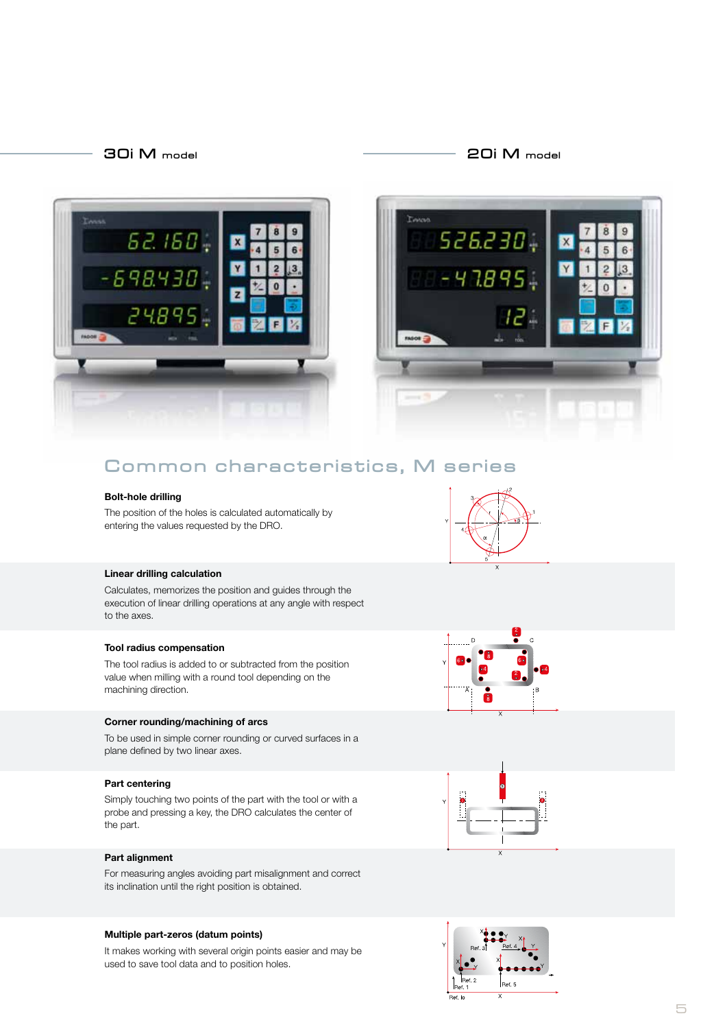30i M model

20i M model

## Common characteristics, M series

**Bolt-hole drilling**

The position of the holes is calculated automatically by entering the values requested by the DRO.

**Linear drilling calculation**

Calculates, memorizes the position and guides through the execution of linear drilling operations at any angle with respect to the axes.

**Tool radius compensation**

The tool radius is added to or subtracted from the position value when milling with a round tool depending on the machining direction.

**Corner rounding/machining of arcs**

To be used in simple corner rounding or curved surfaces in a plane defined by two linear axes.

**Part centering**

Simply touching two points of the part with the tool or with a probe and pressing a key, the DRO calculates the center of the part.

**Part alignment**

For measuring angles avoiding part misalignment and correct its inclination until the right position is obtained.

**Multiple part-zeros (datum points)**

It makes working with several origin points easier and may be used to save tool data and to position holes.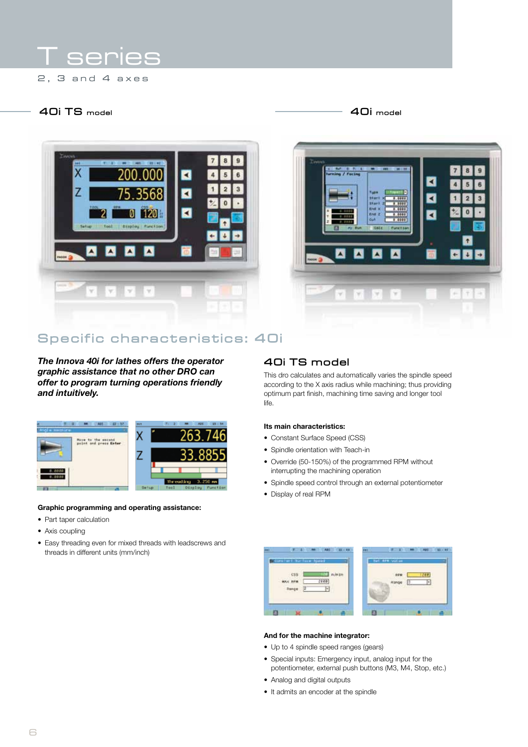# T series

2, 3 and 4 axes

### 40i TS model

### 40i model

## Specific characteristics: 40i

***The Innova 40i for lathes offers the operator graphic assistance that no other DRO can offer to program turning operations friendly and intuitively.***

**Graphic programming and operating assistance:**

- Part taper calculation
- Axis coupling
- Easy threading even for mixed threads with leadscrews and threads in different units (mm/inch)

### 40i TS model

This dro calculates and automatically varies the spindle speed according to the X axis radius while machining; thus providing optimum part finish, machining time saving and longer tool life.

**Its main characteristics:**

- Constant Surface Speed (CSS)
- Spindle orientation with Teach-in
- Override (50-150%) of the programmed RPM without interrupting the machining operation
- Spindle speed control through an external potentiometer
- Display of real RPM

**And for the machine integrator:**

- Up to 4 spindle speed ranges (gears)
- Special inputs: Emergency input, analog input for the potentiometer, external push buttons (M3, M4, Stop, etc.)
- Analog and digital outputs
- It admits an encoder at the spindle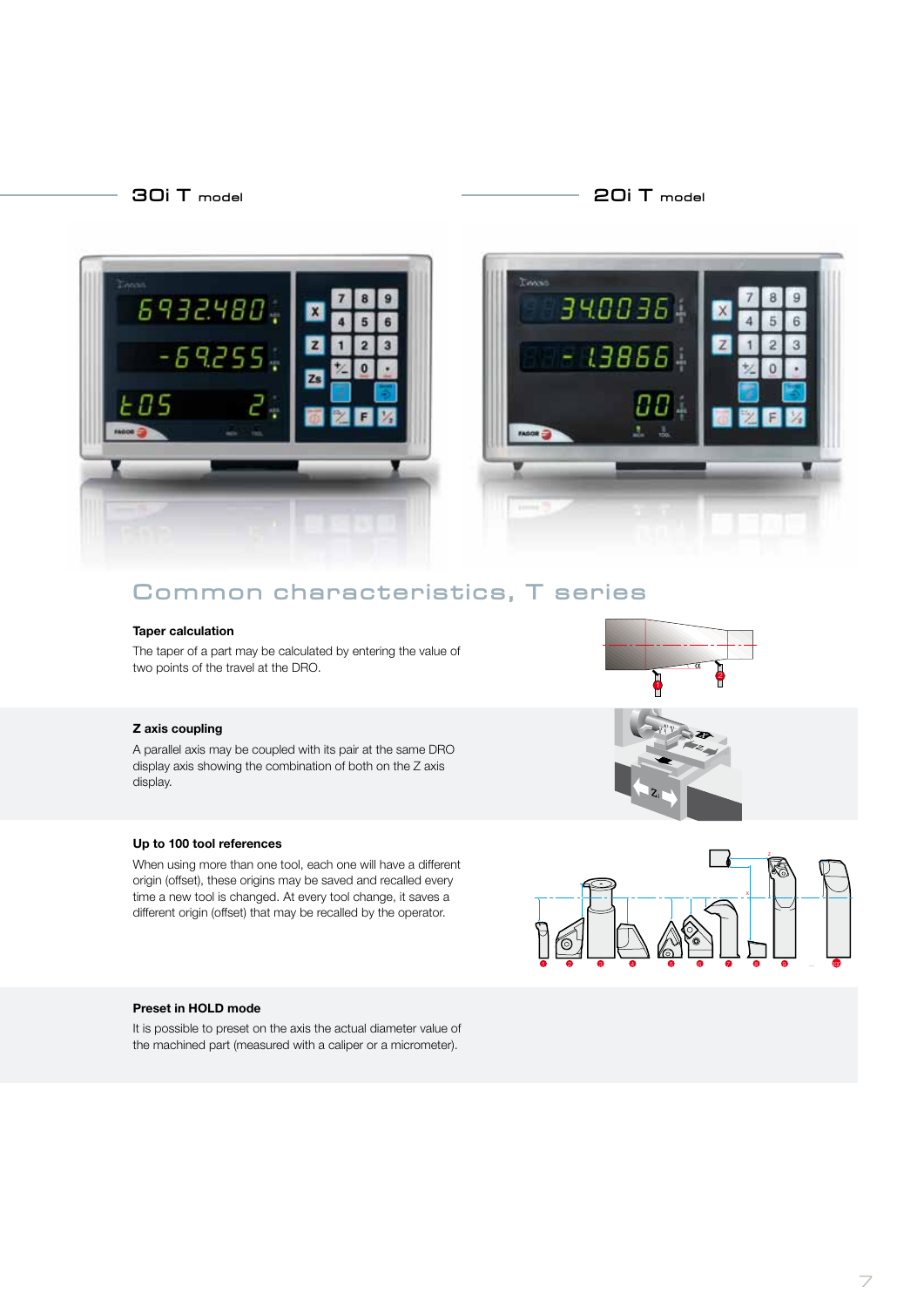## 30i T model

## 20i T model

# Common characteristics, T series

**Taper calculation**

The taper of a part may be calculated by entering the value of two points of the travel at the DRO.

**Z axis coupling**

A parallel axis may be coupled with its pair at the same DRO display axis showing the combination of both on the Z axis display.

**Up to 100 tool references**

When using more than one tool, each one will have a different origin (offset), these origins may be saved and recalled every time a new tool is changed. At every tool change, it saves a different origin (offset) that may be recalled by the operator.

**Preset in HOLD mode**

It is possible to preset on the axis the actual diameter value of the machined part (measured with a caliper or a micrometer).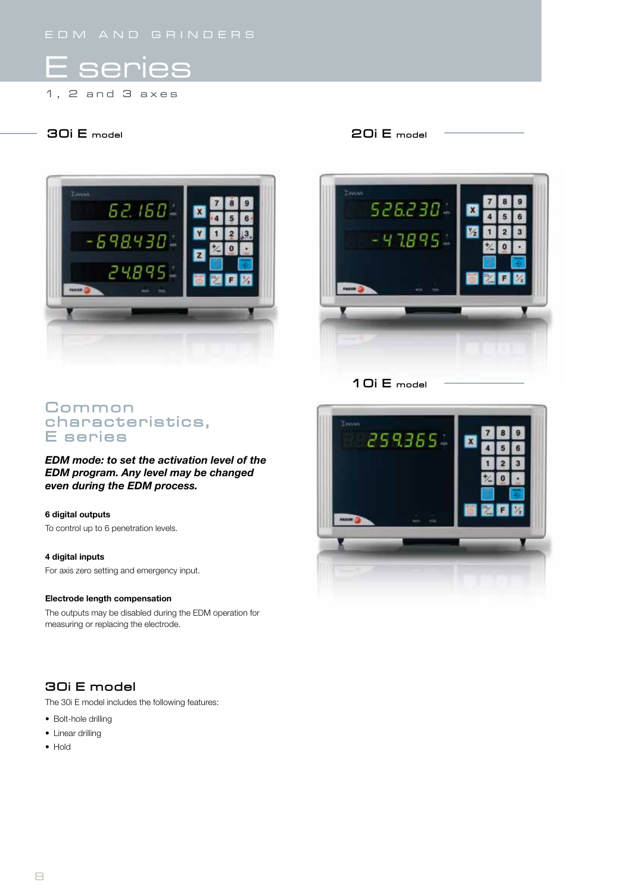EDM AND GRINDERS

# E series

1, 2 and 3 axes

30i E model

20i E model

10i E model

## Common characteristics, E series

***EDM mode: to set the activation level of the EDM program. Any level may be changed even during the EDM process.***

**6 digital outputs**

To control up to 6 penetration levels.

**4 digital inputs**

For axis zero setting and emergency input.

**Electrode length compensation**

The outputs may be disabled during the EDM operation for measuring or replacing the electrode.

## 30i E model

The 30i E model includes the following features:

- Bolt-hole drilling
- Linear drilling
- Hold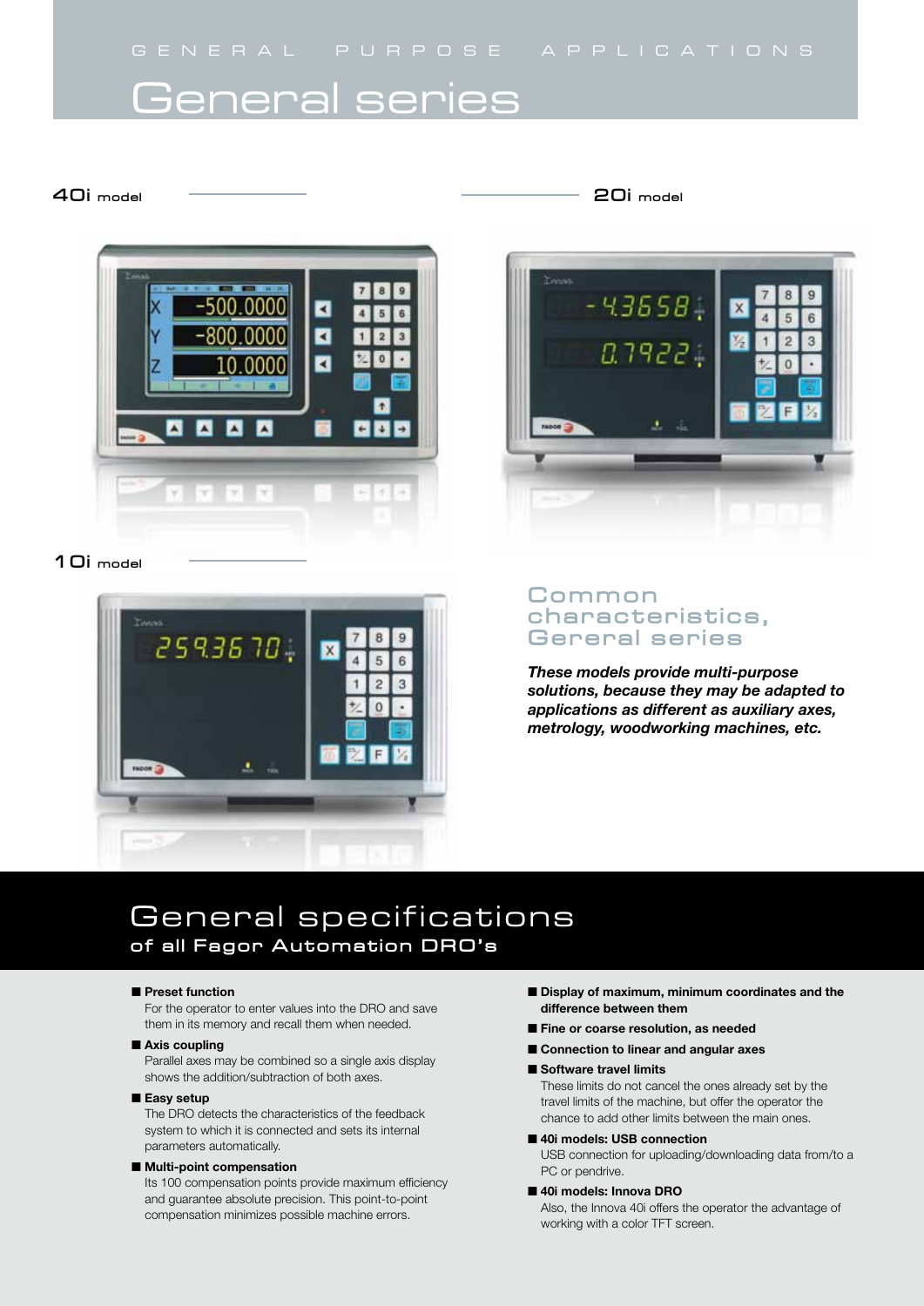GENERAL PURPOSE APPLICATIONS

# General series

**40i** model

**20i** model

**10i** model

## Common characteristics, Gereral series

***These models provide multi-purpose solutions, because they may be adapted to applications as different as auxiliary axes, metrology, woodworking machines, etc.***

# General specifications

### of all Fagor Automation DRO's

- **Preset function**
  For the operator to enter values into the DRO and save them in its memory and recall them when needed.
- **Axis coupling**
  Parallel axes may be combined so a single axis display shows the addition/subtraction of both axes.
- **Easy setup**
  The DRO detects the characteristics of the feedback system to which it is connected and sets its internal parameters automatically.
- **Multi-point compensation**
  Its 100 compensation points provide maximum efficiency and guarantee absolute precision. This point-to-point compensation minimizes possible machine errors.
- **Display of maximum, minimum coordinates and the difference between them**
- **Fine or coarse resolution, as needed**
- **Connection to linear and angular axes**
- **Software travel limits**
  These limits do not cancel the ones already set by the travel limits of the machine, but offer the operator the chance to add other limits between the main ones.
- **40i models: USB connection**
  USB connection for uploading/downloading data from/to a PC or pendrive.
- **40i models: Innova DRO**
  Also, the Innova 40i offers the operator the advantage of working with a color TFT screen.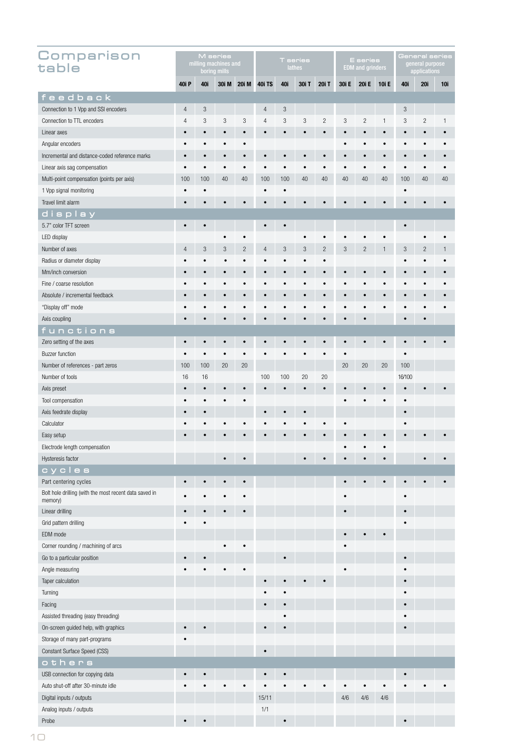# Comparison table

| | M series milling machines and boring mills | | | | T series lathes | | | | E series EDM and grinders | | | General series general purpose applications | | |
|---|---|---|---|---|---|---|---|---|---|---|---|---|---|---|
| | 40i P | 40i | 30i M | 20i M | 40i TS | 40i | 30i T | 20i T | 30i E | 20i E | 10i E | 40i | 20i | 10i |
| **feedback** | | | | | | | | | | | | | | |
| Connection to 1 Vpp and SSI encoders | 4 | 3 | | | 4 | 3 | | | | | | 3 | | |
| Connection to TTL encoders | 4 | 3 | 3 | 3 | 4 | 3 | 3 | 2 | 3 | 2 | 1 | 3 | 2 | 1 |
| Linear axes | • | • | • | • | • | • | • | • | • | • | • | • | • | • |
| Angular encoders | • | • | • | • | | | | | • | • | • | • | • | • |
| Incremental and distance-coded reference marks | • | • | • | • | • | • | • | • | • | • | • | • | • | • |
| Linear axis sag compensation | • | • | • | • | • | • | • | • | • | • | • | • | • | • |
| Multi-point compensation (points per axis) | 100 | 100 | 40 | 40 | 100 | 100 | 40 | 40 | 40 | 40 | 40 | 100 | 40 | 40 |
| 1 Vpp signal monitoring | • | • | | | • | • | | | | | | • | | |
| Travel limit alarm | • | • | • | • | • | • | • | • | • | • | • | • | • | • |
| **display** | | | | | | | | | | | | | | |
| 5.7" color TFT screen | • | • | | | • | • | | | | | | • | | |
| LED display | | | • | • | | | • | • | • | • | • | | • | • |
| Number of axes | 4 | 3 | 3 | 2 | 4 | 3 | 3 | 2 | 3 | 2 | 1 | 3 | 2 | 1 |
| Radius or diameter display | • | • | • | • | • | • | • | • | | | | • | • | • |
| Mm/inch conversion | • | • | • | • | • | • | • | • | • | • | • | • | • | • |
| Fine / coarse resolution | • | • | • | • | • | • | • | • | • | • | • | • | • | • |
| Absolute / incremental feedback | • | • | • | • | • | • | • | • | • | • | • | • | • | • |
| "Display off" mode | • | • | • | • | • | • | • | • | • | • | • | • | • | • |
| Axis coupling | • | • | • | • | • | • | • | • | • | • | | • | • | |
| **functions** | | | | | | | | | | | | | | |
| Zero setting of the axes | • | • | • | • | • | • | • | • | • | • | • | • | • | • |
| Buzzer function | • | • | • | • | • | • | • | • | • | | | • | | |
| Number of references - part zeros | 100 | 100 | 20 | 20 | | | | | 20 | 20 | 20 | 100 | | |
| Number of tools | 16 | 16 | | | 100 | 100 | 20 | 20 | | | | 16/100 | | |
| Axis preset | • | • | • | • | • | • | • | • | • | • | • | • | • | • |
| Tool compensation | • | • | • | • | | | | | • | • | • | • | | |
| Axis feedrate display | • | • | | | • | • | • | | | | | • | | |
| Calculator | • | • | • | • | • | • | • | • | • | | | • | | |
| Easy setup | • | • | • | • | • | • | • | • | • | • | • | • | • | • |
| Electrode length compensation | | | | | | | | | • | • | • | | | |
| Hysteresis factor | | | • | • | | | • | • | • | • | • | | • | • |
| **cycles** | | | | | | | | | | | | | | |
| Part centering cycles | • | • | • | • | | | | | • | • | • | • | • | • |
| Bolt hole drilling (with the most recent data saved in memory) | • | • | • | • | | | | | • | | | • | | |
| Linear drilling | • | • | • | • | | | | | • | | | • | | |
| Grid pattern drilling | • | • | | | | | | | | | | • | | |
| EDM mode | | | | | | | | | • | • | • | | | |
| Corner rounding / machining of arcs | | | • | • | | | | | • | | | | | |
| Go to a particular position | • | • | | | | • | | | | | | • | | |
| Angle measuring | • | • | • | • | | | | | • | | | • | | |
| Taper calculation | | | | | • | • | • | • | | | | • | | |
| Turning | | | | | • | • | | | | | | • | | |
| Facing | | | | | • | • | | | | | | • | | |
| Assisted threading (easy threading) | | | | | | • | | | | | | • | | |
| On-screen guided help, with graphics | • | • | | | • | • | | | | | | • | | |
| Storage of many part-programs | • | | | | | | | | | | | | | |
| Constant Surface Speed (CSS) | | | | | • | | | | | | | | | |
| **others** | | | | | | | | | | | | | | |
| USB connection for copying data | • | • | | | • | • | | | | | | • | | |
| Auto shut-off after 30-minute idle | • | • | • | • | • | • | • | • | • | • | • | • | • | • |
| Digital inputs / outputs | | | | | 15/11 | | | | 4/6 | 4/6 | 4/6 | | | |
| Analog inputs / outputs | | | | | 1/1 | | | | | | | | | |
| Probe | • | • | | | | • | | | | | | • | | |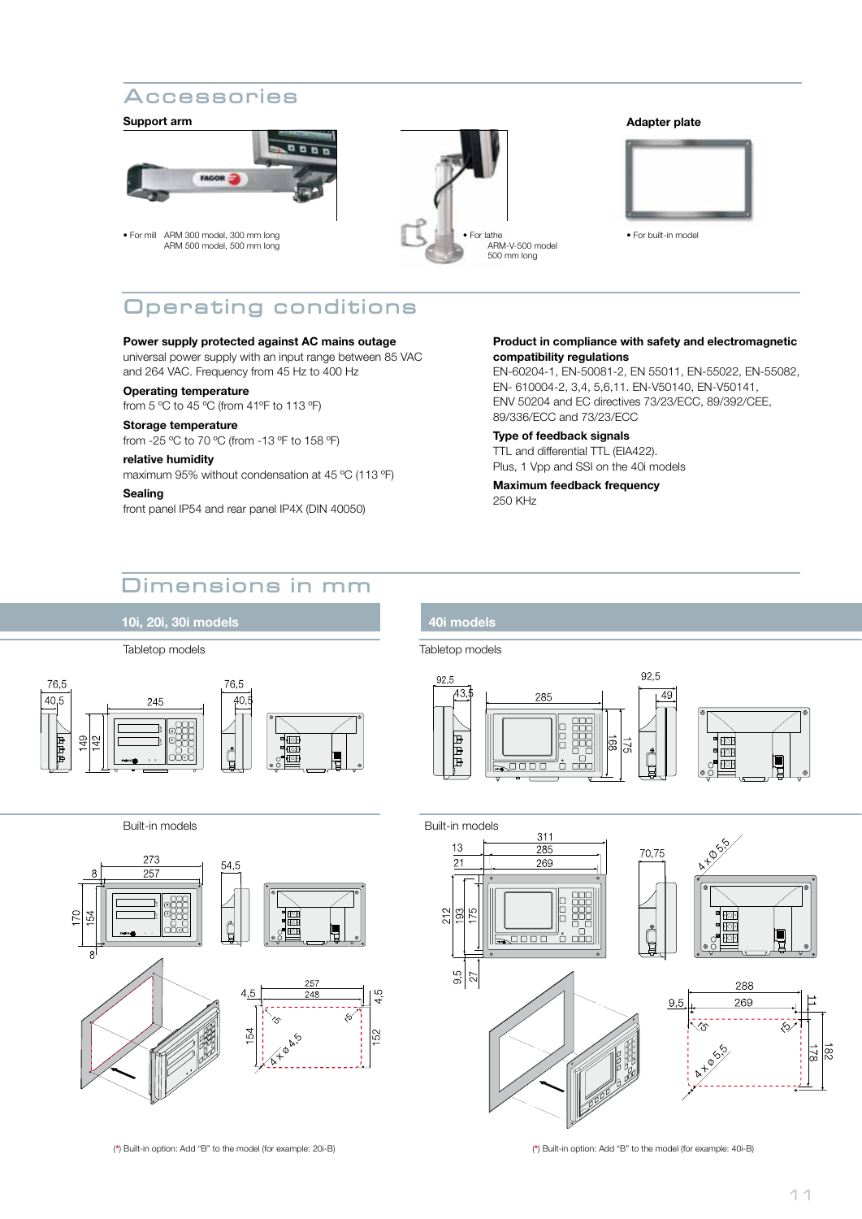# Accessories

**Support arm**

- For mill ARM 300 model, 300 mm long
  ARM 500 model, 500 mm long

- For lathe
  ARM-V-500 model
  500 mm long

**Adapter plate**

- For built-in model

# Operating conditions

**Power supply protected against AC mains outage**
universal power supply with an input range between 85 VAC and 264 VAC. Frequency from 45 Hz to 400 Hz

**Operating temperature**
from 5 ºC to 45 ºC (from 41ºF to 113 ºF)

**Storage temperature**
from -25 ºC to 70 ºC (from -13 ºF to 158 ºF)

**relative humidity**
maximum 95% without condensation at 45 ºC (113 ºF)

**Sealing**
front panel IP54 and rear panel IP4X (DIN 40050)

**Product in compliance with safety and electromagnetic compatibility regulations**
EN-60204-1, EN-50081-2, EN 55011, EN-55022, EN-55082, EN- 610004-2, 3,4, 5,6,11. EN-V50140, EN-V50141, ENV 50204 and EC directives 73/23/ECC, 89/392/CEE, 89/336/ECC and 73/23/ECC

**Type of feedback signals**
TTL and differential TTL (EIA422).
Plus, 1 Vpp and SSI on the 40i models

**Maximum feedback frequency**
250 KHz

# Dimensions in mm

## 10i, 20i, 30i models

Tabletop models

Built-in models

(*) Built-in option: Add "B" to the model (for example: 20i-B)

## 40i models

Tabletop models

Built-in models

(*) Built-in option: Add "B" to the model (for example: 40i-B)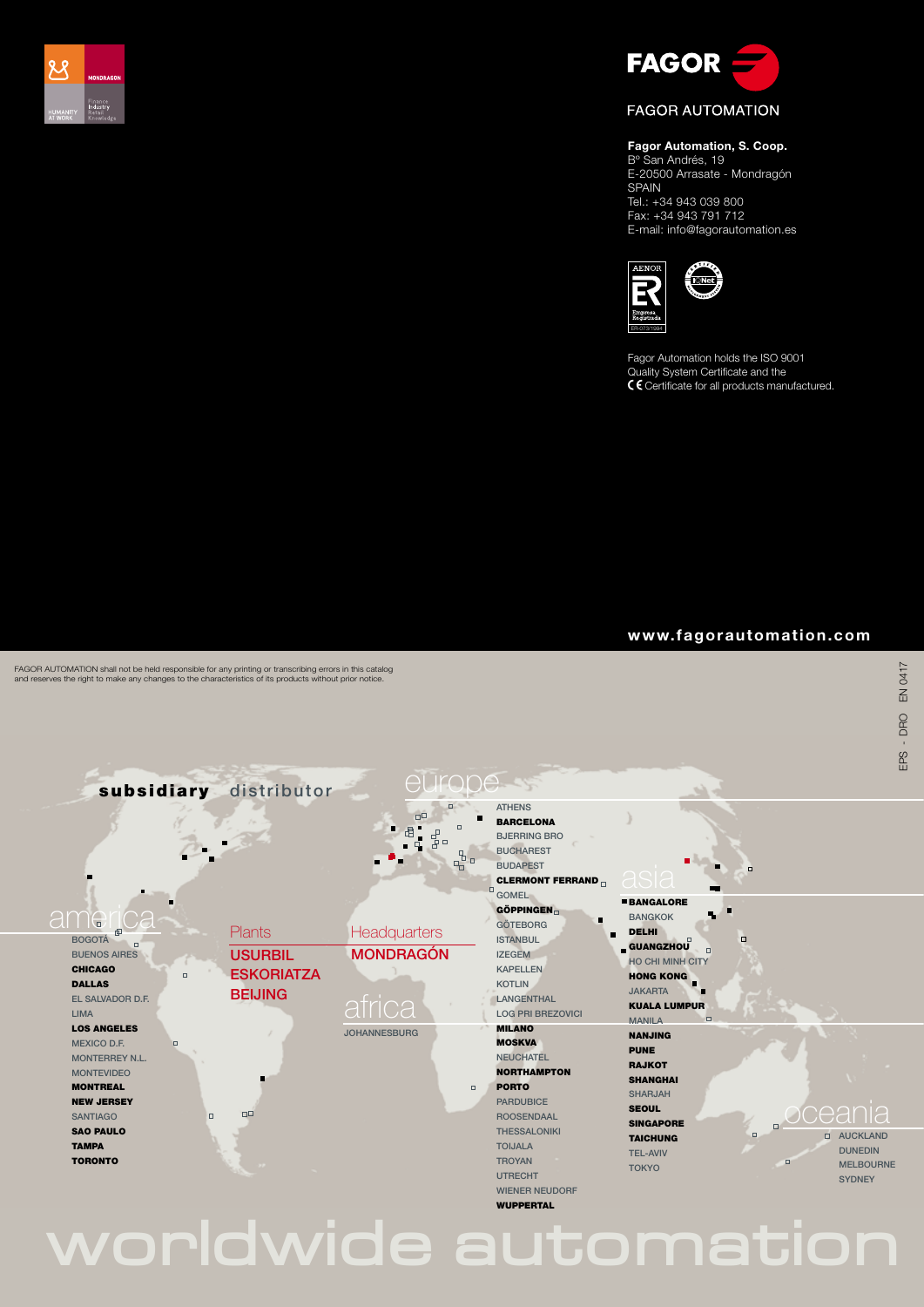FAGOR

FAGOR AUTOMATION

**Fagor Automation, S. Coop.**
Bº San Andrés, 19
E-20500 Arrasate - Mondragón
SPAIN
Tel.: +34 943 039 800
Fax: +34 943 791 712
E-mail: info@fagorautomation.es

AENOR
Empresa Registrada
ER-073/1/94

Fagor Automation holds the ISO 9001 Quality System Certificate and the CE Certificate for all products manufactured.

**www.fagorautomation.com**

FAGOR AUTOMATION shall not be held responsible for any printing or transcribing errors in this catalog and reserves the right to make any changes to the characteristics of its products without prior notice.

EPS - DRO EN 0417

**subsidiary** distributor

## america

BOGOTA
BUENOS AIRES
**CHICAGO**
**DALLAS**
EL SALVADOR D.F.
LIMA
**LOS ANGELES**
MEXICO D.F.
MONTERREY N.L.
MONTEVIDEO
**MONTREAL**
**NEW JERSEY**
SANTIAGO
**SAO PAULO**
**TAMPA**
**TORONTO**

## Plants

USURBIL
ESKORIATZA
BEIJING

## Headquarters

MONDRAGÓN

## africa

JOHANNESBURG

## europe

ATHENS
**BARCELONA**
BJERRING BRO
BUCHAREST
BUDAPEST
**CLERMONT FERRAND**
GOMEL
**GÖPPINGEN**
GÖTEBORG
ISTANBUL
IZEGEM
KAPELLEN
KOTLIN
LANGENTHAL
LOG PRI BREZOVICI
**MILANO**
**MOSKVA**
NEUCHATEL
**NORTHAMPTON**
**PORTO**
PARDUBICE
ROOSENDAAL
THESSALONIKI
TOIJALA
TROYAN
UTRECHT
WIENER NEUDORF
**WUPPERTAL**

## asia

**BANGALORE**
BANGKOK
**DELHI**
**GUANGZHOU**
HO CHI MINH CITY
**HONG KONG**
JAKARTA
**KUALA LUMPUR**
MANILA
**NANJING**
**PUNE**
**RAJKOT**
**SHANGHAI**
SHARJAH
**SEOUL**
**SINGAPORE**
**TAICHUNG**
TEL-AVIV
TOKYO

## oceania

AUCKLAND
DUNEDIN
MELBOURNE
SYDNEY

# worldwide automation